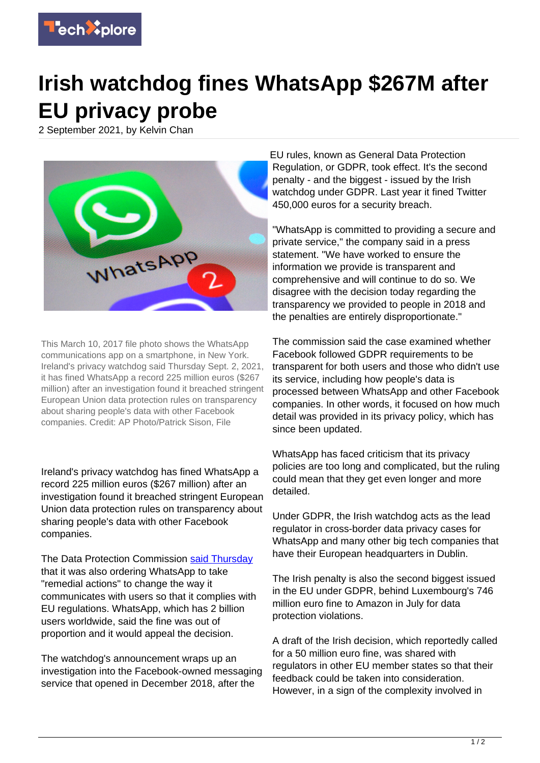# Irish watchdog fines WhatsApp $267M after EU privacy probe

2 September 2021, by Kelvin Chan

This March 10, 2017 file photo shows the WhatsApp communications app on a smartphone, in New York. Ireland's privacy watchdog said Thursday Sept. 2, 2021, it has fined WhatsApp a record 225 million euros ($267 million) after an investigation found it breached stringent European Union data protection rules on transparency about sharing people's data with other Facebook companies. Credit: AP Photo/Patrick Sison, File

Ireland's privacy watchdog has fined WhatsApp a record 225 million euros ($267 million) after an investigation found it breached stringent European Union data protection rules on transparency about sharing people's data with other Facebook companies.

The Data Protection Commission said Thursday that it was also ordering WhatsApp to take "remedial actions" to change the way it communicates with users so that it complies with EU regulations. WhatsApp, which has 2 billion users worldwide, said the fine was out of proportion and it would appeal the decision.

The watchdog's announcement wraps up an investigation into the Facebook-owned messaging service that opened in December 2018, after the EU rules, known as General Data Protection Regulation, or GDPR, took effect. It's the second penalty - and the biggest - issued by the Irish watchdog under GDPR. Last year it fined Twitter 450,000 euros for a security breach.

"WhatsApp is committed to providing a secure and private service," the company said in a press statement. "We have worked to ensure the information we provide is transparent and comprehensive and will continue to do so. We disagree with the decision today regarding the transparency we provided to people in 2018 and the penalties are entirely disproportionate."

The commission said the case examined whether Facebook followed GDPR requirements to be transparent for both users and those who didn't use its service, including how people's data is processed between WhatsApp and other Facebook companies. In other words, it focused on how much detail was provided in its privacy policy, which has since been updated.

WhatsApp has faced criticism that its privacy policies are too long and complicated, but the ruling could mean that they get even longer and more detailed.

Under GDPR, the Irish watchdog acts as the lead regulator in cross-border data privacy cases for WhatsApp and many other big tech companies that have their European headquarters in Dublin.

The Irish penalty is also the second biggest issued in the EU under GDPR, behind Luxembourg's 746 million euro fine to Amazon in July for data protection violations.

A draft of the Irish decision, which reportedly called for a 50 million euro fine, was shared with regulators in other EU member states so that their feedback could be taken into consideration. However, in a sign of the complexity involved in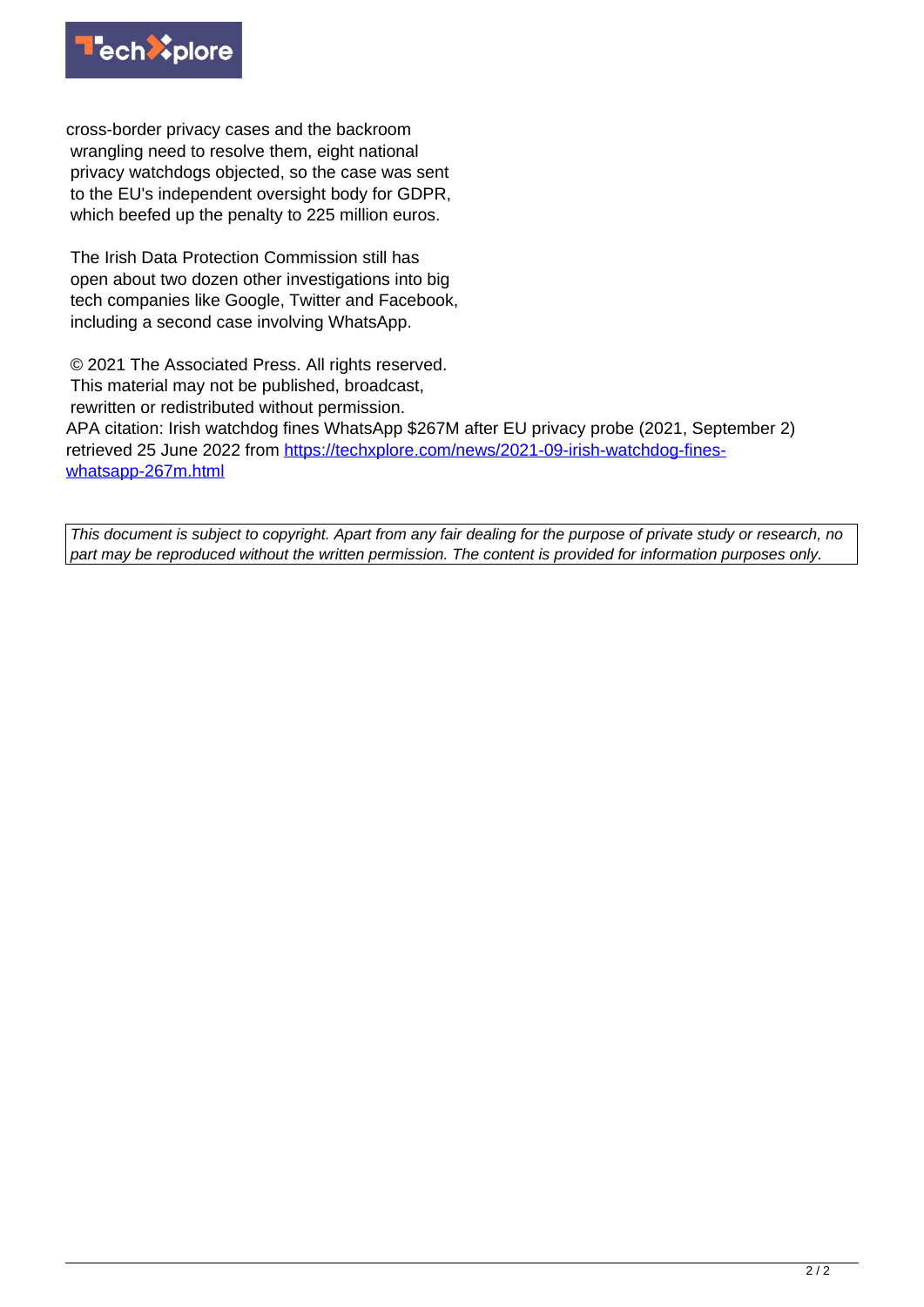cross-border privacy cases and the backroom wrangling need to resolve them, eight national privacy watchdogs objected, so the case was sent to the EU's independent oversight body for GDPR, which beefed up the penalty to 225 million euros.

The Irish Data Protection Commission still has open about two dozen other investigations into big tech companies like Google, Twitter and Facebook, including a second case involving WhatsApp.

© 2021 The Associated Press. All rights reserved. This material may not be published, broadcast, rewritten or redistributed without permission.

APA citation: Irish watchdog fines WhatsApp $267M after EU privacy probe (2021, September 2) retrieved 25 June 2022 from https://techxplore.com/news/2021-09-irish-watchdog-fines-whatsapp-267m.html

*This document is subject to copyright. Apart from any fair dealing for the purpose of private study or research, no part may be reproduced without the written permission. The content is provided for information purposes only.*